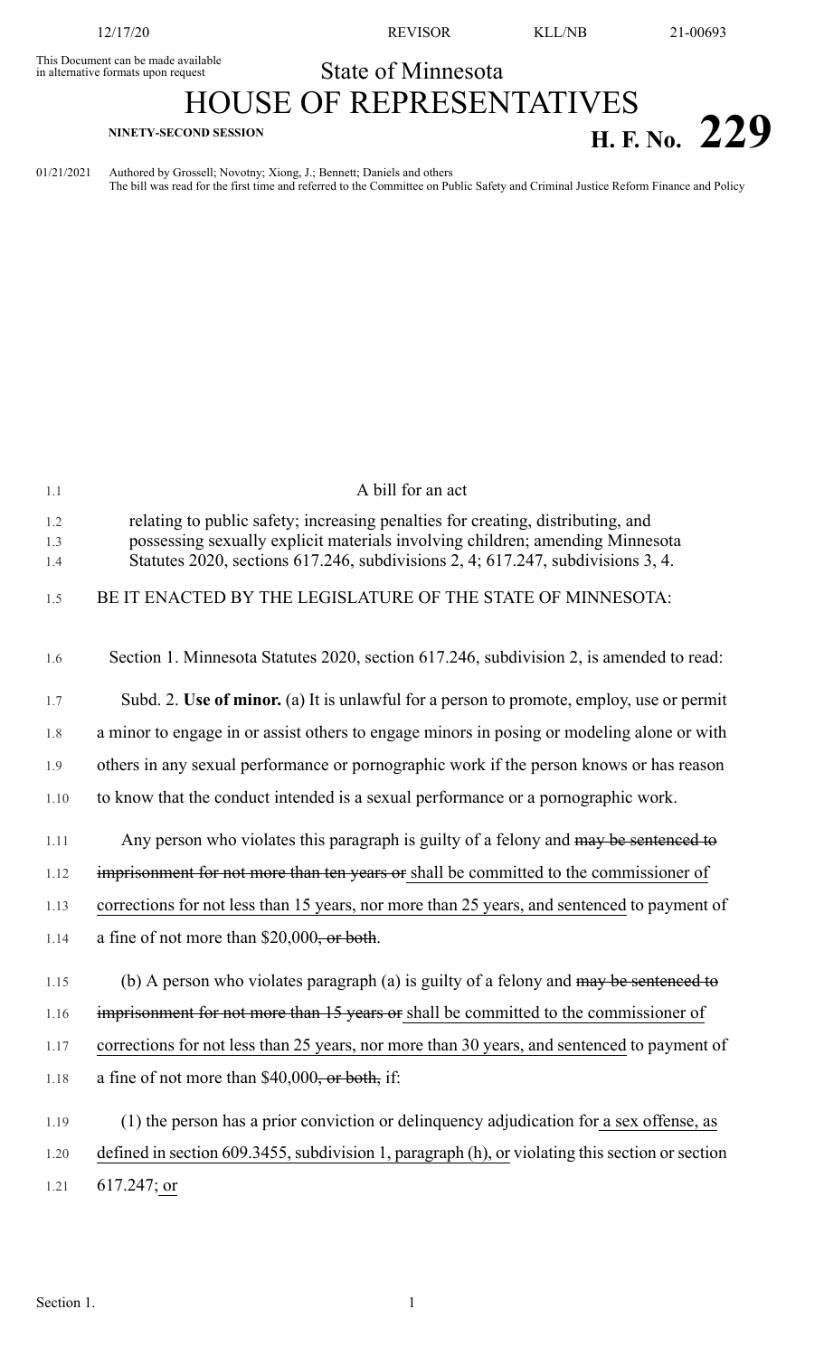This Document can be made available in alternative formats upon request

State of Minnesota

# HOUSE OF REPRESENTATIVES

NINETY-SECOND SESSION

**H. F. No. 229**

01/21/2021 Authored by Grossell; Novotny; Xiong, J.; Bennett; Daniels and others
The bill was read for the first time and referred to the Committee on Public Safety and Criminal Justice Reform Finance and Policy

A bill for an act

relating to public safety; increasing penalties for creating, distributing, and possessing sexually explicit materials involving children; amending Minnesota Statutes 2020, sections 617.246, subdivisions 2, 4; 617.247, subdivisions 3, 4.

BE IT ENACTED BY THE LEGISLATURE OF THE STATE OF MINNESOTA:

Section 1. Minnesota Statutes 2020, section 617.246, subdivision 2, is amended to read:

Subd. 2. **Use of minor.** (a) It is unlawful for a person to promote, employ, use or permit a minor to engage in or assist others to engage minors in posing or modeling alone or with others in any sexual performance or pornographic work if the person knows or has reason to know that the conduct intended is a sexual performance or a pornographic work.

Any person who violates this paragraph is guilty of a felony and ~~may be sentenced to imprisonment for not more than ten years or~~ shall be committed to the commissioner of corrections for not less than 15 years, nor more than 25 years, and sentenced to payment of a fine of not more than $20,000~~, or both~~.

(b) A person who violates paragraph (a) is guilty of a felony and ~~may be sentenced to imprisonment for not more than 15 years or~~ shall be committed to the commissioner of corrections for not less than 25 years, nor more than 30 years, and sentenced to payment of a fine of not more than $40,000~~, or both,~~ if:

(1) the person has a prior conviction or delinquency adjudication for a sex offense, as defined in section 609.3455, subdivision 1, paragraph (h), or violating this section or section 617.247; or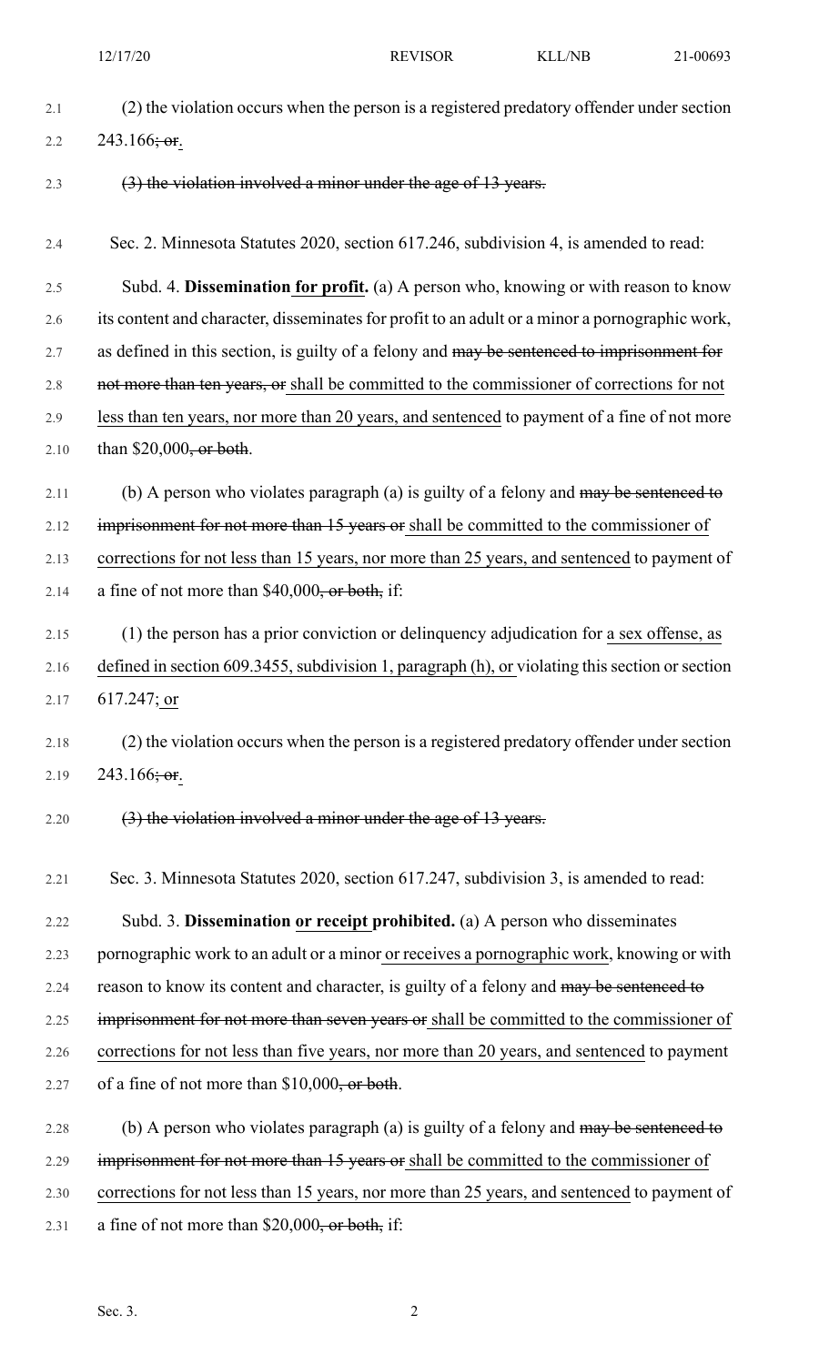(2) the violation occurs when the person is a registered predatory offender under section 243.166~~; or~~.

~~(3) the violation involved a minor under the age of 13 years.~~

Sec. 2. Minnesota Statutes 2020, section 617.246, subdivision 4, is amended to read:

Subd. 4. **Dissemination <u>for profit</u>.** (a) A person who, knowing or with reason to know its content and character, disseminates for profit to an adult or a minor a pornographic work, as defined in this section, is guilty of a felony and ~~may be sentenced to imprisonment for not more than ten years, or~~ <u>shall be committed to the commissioner of corrections for not less than ten years, nor more than 20 years, and sentenced</u> to payment of a fine of not more than $20,000~~, or both~~.

(b) A person who violates paragraph (a) is guilty of a felony and ~~may be sentenced to imprisonment for not more than 15 years or~~ <u>shall be committed to the commissioner of corrections for not less than 15 years, nor more than 25 years, and sentenced</u> to payment of a fine of not more than $40,000~~, or both,~~ if:

(1) the person has a prior conviction or delinquency adjudication for <u>a sex offense, as defined in section 609.3455, subdivision 1, paragraph (h), or</u> violating this section or section 617.247<u>; or</u>

(2) the violation occurs when the person is a registered predatory offender under section 243.166~~; or~~.

~~(3) the violation involved a minor under the age of 13 years.~~

Sec. 3. Minnesota Statutes 2020, section 617.247, subdivision 3, is amended to read:

Subd. 3. **Dissemination <u>or receipt</u> prohibited.** (a) A person who disseminates pornographic work to an adult or a minor <u>or receives a pornographic work</u>, knowing or with reason to know its content and character, is guilty of a felony and ~~may be sentenced to imprisonment for not more than seven years or~~ <u>shall be committed to the commissioner of corrections for not less than five years, nor more than 20 years, and sentenced</u> to payment of a fine of not more than $10,000~~, or both~~.

(b) A person who violates paragraph (a) is guilty of a felony and ~~may be sentenced to imprisonment for not more than 15 years or~~ <u>shall be committed to the commissioner of corrections for not less than 15 years, nor more than 25 years, and sentenced</u> to payment of a fine of not more than $20,000~~, or both,~~ if: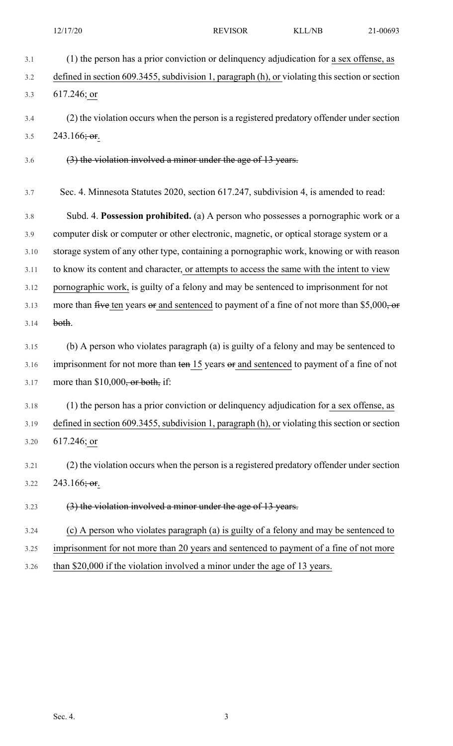(1) the person has a prior conviction or delinquency adjudication for a sex offense, as defined in section 609.3455, subdivision 1, paragraph (h), or violating this section or section 617.246; or

(2) the violation occurs when the person is a registered predatory offender under section 243.166; or.

(3) the violation involved a minor under the age of 13 years.

Sec. 4. Minnesota Statutes 2020, section 617.247, subdivision 4, is amended to read:

Subd. 4. **Possession prohibited.** (a) A person who possesses a pornographic work or a computer disk or computer or other electronic, magnetic, or optical storage system or a storage system of any other type, containing a pornographic work, knowing or with reason to know its content and character, or attempts to access the same with the intent to view pornographic work, is guilty of a felony and may be sentenced to imprisonment for not more than five ten years or and sentenced to payment of a fine of not more than $5,000, or both.

(b) A person who violates paragraph (a) is guilty of a felony and may be sentenced to imprisonment for not more than ten 15 years or and sentenced to payment of a fine of not more than $10,000, or both, if:

(1) the person has a prior conviction or delinquency adjudication for a sex offense, as defined in section 609.3455, subdivision 1, paragraph (h), or violating this section or section 617.246; or

(2) the violation occurs when the person is a registered predatory offender under section 243.166; or.

(3) the violation involved a minor under the age of 13 years.

(c) A person who violates paragraph (a) is guilty of a felony and may be sentenced to imprisonment for not more than 20 years and sentenced to payment of a fine of not more than $20,000 if the violation involved a minor under the age of 13 years.